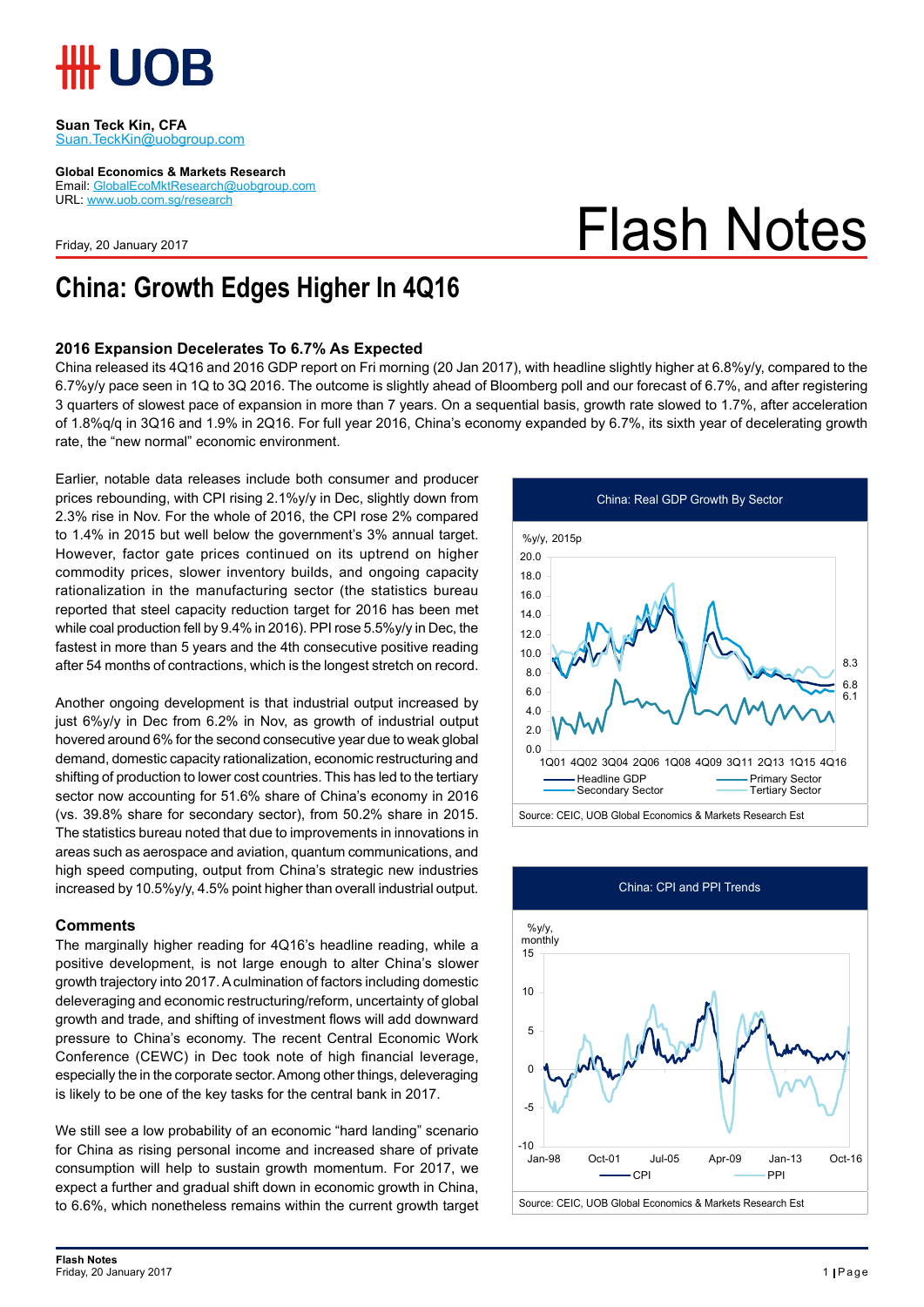Suan Teck Kin, CFA
Suan.TeckKin@uobgroup.com

Global Economics & Markets Research
Email: GlobalEcoMktResearch@uobgroup.com
URL: www.uob.com.sg/research

Friday, 20 January 2017

# Flash Notes

# China: Growth Edges Higher In 4Q16

## 2016 Expansion Decelerates To 6.7% As Expected

China released its 4Q16 and 2016 GDP report on Fri morning (20 Jan 2017), with headline slightly higher at 6.8%y/y, compared to the 6.7%y/y pace seen in 1Q to 3Q 2016. The outcome is slightly ahead of Bloomberg poll and our forecast of 6.7%, and after registering 3 quarters of slowest pace of expansion in more than 7 years. On a sequential basis, growth rate slowed to 1.7%, after acceleration of 1.8%q/q in 3Q16 and 1.9% in 2Q16. For full year 2016, China's economy expanded by 6.7%, its sixth year of decelerating growth rate, the "new normal" economic environment.

Earlier, notable data releases include both consumer and producer prices rebounding, with CPI rising 2.1%y/y in Dec, slightly down from 2.3% rise in Nov. For the whole of 2016, the CPI rose 2% compared to 1.4% in 2015 but well below the government's 3% annual target. However, factor gate prices continued on its uptrend on higher commodity prices, slower inventory builds, and ongoing capacity rationalization in the manufacturing sector (the statistics bureau reported that steel capacity reduction target for 2016 has been met while coal production fell by 9.4% in 2016). PPI rose 5.5%y/y in Dec, the fastest in more than 5 years and the 4th consecutive positive reading after 54 months of contractions, which is the longest stretch on record.

Another ongoing development is that industrial output increased by just 6%y/y in Dec from 6.2% in Nov, as growth of industrial output hovered around 6% for the second consecutive year due to weak global demand, domestic capacity rationalization, economic restructuring and shifting of production to lower cost countries. This has led to the tertiary sector now accounting for 51.6% share of China's economy in 2016 (vs. 39.8% share for secondary sector), from 50.2% share in 2015. The statistics bureau noted that due to improvements in innovations in areas such as aerospace and aviation, quantum communications, and high speed computing, output from China's strategic new industries increased by 10.5%y/y, 4.5% point higher than overall industrial output.

China: Real GDP Growth By Sector

Source: CEIC, UOB Global Economics & Markets Research Est

China: CPI and PPI Trends

Source: CEIC, UOB Global Economics & Markets Research Est

## Comments

The marginally higher reading for 4Q16's headline reading, while a positive development, is not large enough to alter China's slower growth trajectory into 2017. A culmination of factors including domestic deleveraging and economic restructuring/reform, uncertainty of global growth and trade, and shifting of investment flows will add downward pressure to China's economy. The recent Central Economic Work Conference (CEWC) in Dec took note of high financial leverage, especially the in the corporate sector. Among other things, deleveraging is likely to be one of the key tasks for the central bank in 2017.

We still see a low probability of an economic "hard landing" scenario for China as rising personal income and increased share of private consumption will help to sustain growth momentum. For 2017, we expect a further and gradual shift down in economic growth in China, to 6.6%, which nonetheless remains within the current growth target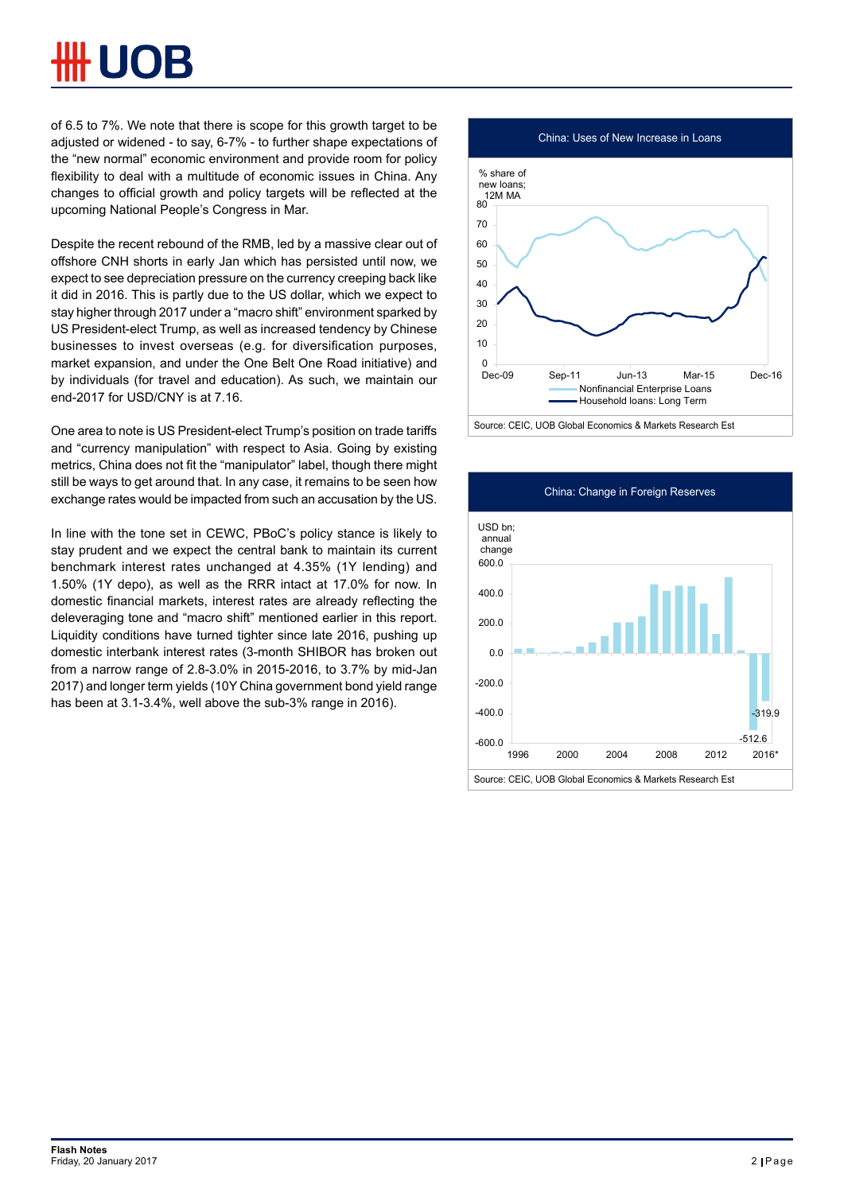of 6.5 to 7%. We note that there is scope for this growth target to be adjusted or widened - to say, 6-7% - to further shape expectations of the "new normal" economic environment and provide room for policy flexibility to deal with a multitude of economic issues in China. Any changes to official growth and policy targets will be reflected at the upcoming National People's Congress in Mar.

Despite the recent rebound of the RMB, led by a massive clear out of offshore CNH shorts in early Jan which has persisted until now, we expect to see depreciation pressure on the currency creeping back like it did in 2016. This is partly due to the US dollar, which we expect to stay higher through 2017 under a "macro shift" environment sparked by US President-elect Trump, as well as increased tendency by Chinese businesses to invest overseas (e.g. for diversification purposes, market expansion, and under the One Belt One Road initiative) and by individuals (for travel and education). As such, we maintain our end-2017 for USD/CNY is at 7.16.

One area to note is US President-elect Trump's position on trade tariffs and "currency manipulation" with respect to Asia. Going by existing metrics, China does not fit the "manipulator" label, though there might still be ways to get around that. In any case, it remains to be seen how exchange rates would be impacted from such an accusation by the US.

In line with the tone set in CEWC, PBoC's policy stance is likely to stay prudent and we expect the central bank to maintain its current benchmark interest rates unchanged at 4.35% (1Y lending) and 1.50% (1Y depo), as well as the RRR intact at 17.0% for now. In domestic financial markets, interest rates are already reflecting the deleveraging tone and "macro shift" mentioned earlier in this report. Liquidity conditions have turned tighter since late 2016, pushing up domestic interbank interest rates (3-month SHIBOR has broken out from a narrow range of 2.8-3.0% in 2015-2016, to 3.7% by mid-Jan 2017) and longer term yields (10Y China government bond yield range has been at 3.1-3.4%, well above the sub-3% range in 2016).

**China: Uses of New Increase in Loans**

% share of new loans; 12M MA

Legend: Nonfinancial Enterprise Loans; Household loans: Long Term

Source: CEIC, UOB Global Economics & Markets Research Est

**China: Change in Foreign Reserves**

USD bn; annual change

Labelled values: -512.6; -319.9 (2016*)

Source: CEIC, UOB Global Economics & Markets Research Est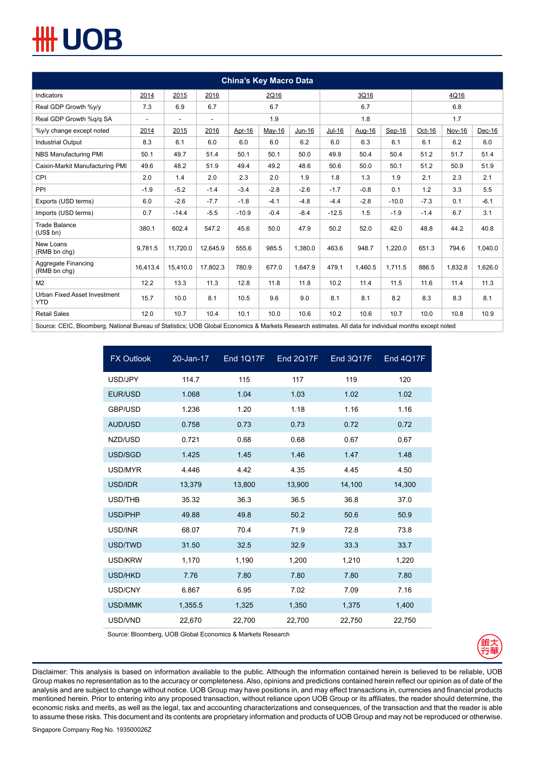| China's Key Macro Data | | | | | | | | | | | | |
|---|---|---|---|---|---|---|---|---|---|---|---|---|
| Indicators | 2014 | 2015 | 2016 | 2Q16 | | | 3Q16 | | | 4Q16 | | |
| Real GDP Growth %y/y | 7.3 | 6.9 | 6.7 | 6.7 | | | 6.7 | | | 6.8 | | |
| Real GDP Growth %q/q SA | - | - | - | 1.9 | | | 1.8 | | | 1.7 | | |
| %y/y change except noted | 2014 | 2015 | 2016 | Apr-16 | May-16 | Jun-16 | Jul-16 | Aug-16 | Sep-16 | Oct-16 | Nov-16 | Dec-16 |
| Industrial Output | 8.3 | 6.1 | 6.0 | 6.0 | 6.0 | 6.2 | 6.0 | 6.3 | 6.1 | 6.1 | 6.2 | 6.0 |
| NBS Manufacturing PMI | 50.1 | 49.7 | 51.4 | 50.1 | 50.1 | 50.0 | 49.9 | 50.4 | 50.4 | 51.2 | 51.7 | 51.4 |
| Caixin-Markit Manufacturing PMI | 49.6 | 48.2 | 51.9 | 49.4 | 49.2 | 48.6 | 50.6 | 50.0 | 50.1 | 51.2 | 50.9 | 51.9 |
| CPI | 2.0 | 1.4 | 2.0 | 2.3 | 2.0 | 1.9 | 1.8 | 1.3 | 1.9 | 2.1 | 2.3 | 2.1 |
| PPI | -1.9 | -5.2 | -1.4 | -3.4 | -2.8 | -2.6 | -1.7 | -0.8 | 0.1 | 1.2 | 3.3 | 5.5 |
| Exports (USD terms) | 6.0 | -2.6 | -7.7 | -1.8 | -4.1 | -4.8 | -4.4 | -2.8 | -10.0 | -7.3 | 0.1 | -6.1 |
| Imports (USD terms) | 0.7 | -14.4 | -5.5 | -10.9 | -0.4 | -8.4 | -12.5 | 1.5 | -1.9 | -1.4 | 6.7 | 3.1 |
| Trade Balance (US$ bn) | 380.1 | 602.4 | 547.2 | 45.6 | 50.0 | 47.9 | 50.2 | 52.0 | 42.0 | 48.8 | 44.2 | 40.8 |
| New Loans (RMB bn chg) | 9,781.5 | 11,720.0 | 12,645.9 | 555.6 | 985.5 | 1,380.0 | 463.6 | 948.7 | 1,220.0 | 651.3 | 794.6 | 1,040.0 |
| Aggregate Financing (RMB bn chg) | 16,413.4 | 15,410.0 | 17,802.3 | 780.9 | 677.0 | 1,647.9 | 479.1 | 1,460.5 | 1,711.5 | 886.5 | 1,832.8 | 1,626.0 |
| M2 | 12.2 | 13.3 | 11.3 | 12.8 | 11.8 | 11.8 | 10.2 | 11.4 | 11.5 | 11.6 | 11.4 | 11.3 |
| Urban Fixed Asset Investment YTD | 15.7 | 10.0 | 8.1 | 10.5 | 9.6 | 9.0 | 8.1 | 8.1 | 8.2 | 8.3 | 8.3 | 8.1 |
| Retail Sales | 12.0 | 10.7 | 10.4 | 10.1 | 10.0 | 10.6 | 10.2 | 10.6 | 10.7 | 10.0 | 10.8 | 10.9 |

Source: CEIC, Bloomberg, National Bureau of Statistics; UOB Global Economics & Markets Research estimates. All data for individual months except noted

| FX Outlook | 20-Jan-17 | End 1Q17F | End 2Q17F | End 3Q17F | End 4Q17F |
|---|---|---|---|---|---|
| USD/JPY | 114.7 | 115 | 117 | 119 | 120 |
| EUR/USD | 1.068 | 1.04 | 1.03 | 1.02 | 1.02 |
| GBP/USD | 1.236 | 1.20 | 1.18 | 1.16 | 1.16 |
| AUD/USD | 0.758 | 0.73 | 0.73 | 0.72 | 0.72 |
| NZD/USD | 0.721 | 0.68 | 0.68 | 0.67 | 0.67 |
| USD/SGD | 1.425 | 1.45 | 1.46 | 1.47 | 1.48 |
| USD/MYR | 4.446 | 4.42 | 4.35 | 4.45 | 4.50 |
| USD/IDR | 13,379 | 13,800 | 13,900 | 14,100 | 14,300 |
| USD/THB | 35.32 | 36.3 | 36.5 | 36.8 | 37.0 |
| USD/PHP | 49.88 | 49.8 | 50.2 | 50.6 | 50.9 |
| USD/INR | 68.07 | 70.4 | 71.9 | 72.8 | 73.8 |
| USD/TWD | 31.50 | 32.5 | 32.9 | 33.3 | 33.7 |
| USD/KRW | 1,170 | 1,190 | 1,200 | 1,210 | 1,220 |
| USD/HKD | 7.76 | 7.80 | 7.80 | 7.80 | 7.80 |
| USD/CNY | 6.867 | 6.95 | 7.02 | 7.09 | 7.16 |
| USD/MMK | 1,355.5 | 1,325 | 1,350 | 1,375 | 1,400 |
| USD/VND | 22,670 | 22,700 | 22,700 | 22,750 | 22,750 |

Source: Bloomberg, UOB Global Economics & Markets Research

Disclaimer: This analysis is based on information available to the public. Although the information contained herein is believed to be reliable, UOB Group makes no representation as to the accuracy or completeness. Also, opinions and predictions contained herein reflect our opinion as of date of the analysis and are subject to change without notice. UOB Group may have positions in, and may effect transactions in, currencies and financial products mentioned herein. Prior to entering into any proposed transaction, without reliance upon UOB Group or its affiliates, the reader should determine, the economic risks and merits, as well as the legal, tax and accounting characterizations and consequences, of the transaction and that the reader is able to assume these risks. This document and its contents are proprietary information and products of UOB Group and may not be reproduced or otherwise.

Singapore Company Reg No. 193500026Z